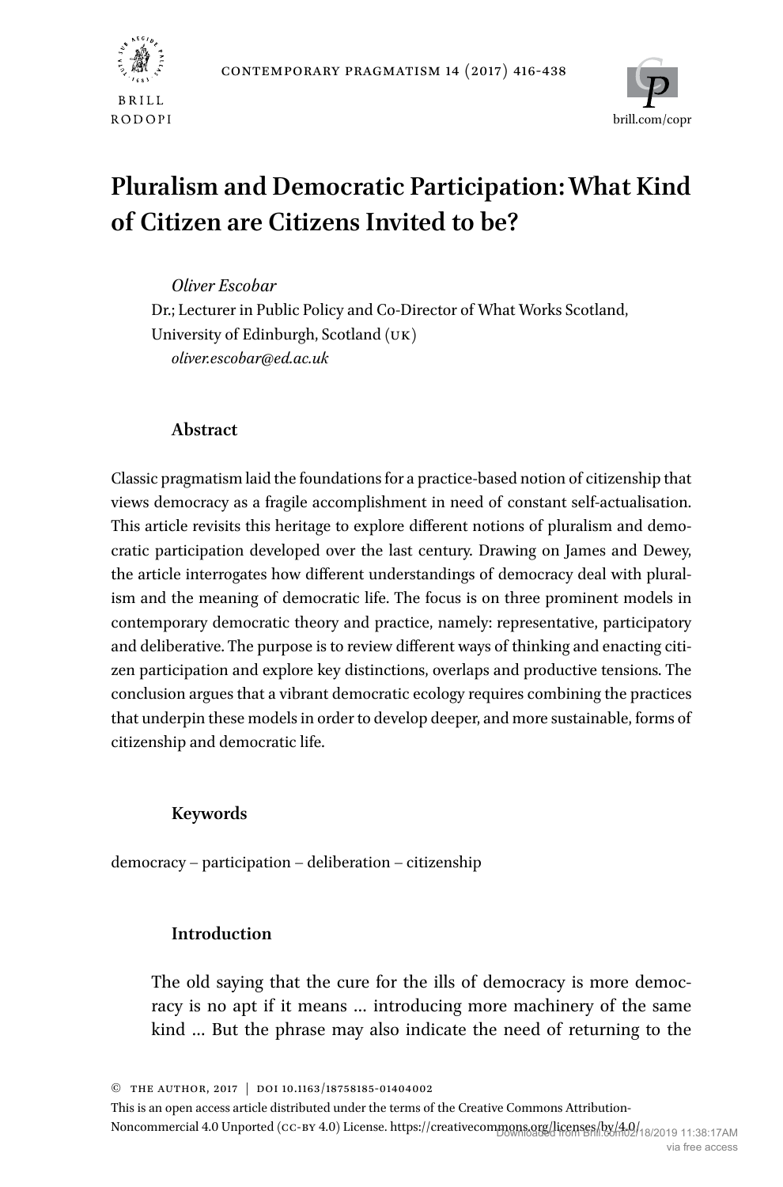# Pluralism and Democratic Participation: What Kind of Citizen are Citizens Invited to be?

*Oliver Escobar*
Dr.; Lecturer in Public Policy and Co-Director of What Works Scotland, University of Edinburgh, Scotland (UK)
*oliver.escobar@ed.ac.uk*

## Abstract

Classic pragmatism laid the foundations for a practice-based notion of citizenship that views democracy as a fragile accomplishment in need of constant self-actualisation. This article revisits this heritage to explore different notions of pluralism and democratic participation developed over the last century. Drawing on James and Dewey, the article interrogates how different understandings of democracy deal with pluralism and the meaning of democratic life. The focus is on three prominent models in contemporary democratic theory and practice, namely: representative, participatory and deliberative. The purpose is to review different ways of thinking and enacting citizen participation and explore key distinctions, overlaps and productive tensions. The conclusion argues that a vibrant democratic ecology requires combining the practices that underpin these models in order to develop deeper, and more sustainable, forms of citizenship and democratic life.

## Keywords

democracy – participation – deliberation – citizenship

## Introduction

> The old saying that the cure for the ills of democracy is more democracy is no apt if it means … introducing more machinery of the same kind … But the phrase may also indicate the need of returning to the

© THE AUTHOR, 2017 | DOI 10.1163/18758185-01404002
This is an open access article distributed under the terms of the Creative Commons Attribution-Noncommercial 4.0 Unported (CC-BY 4.0) License. https://creativecommons.org/licenses/by/4.0/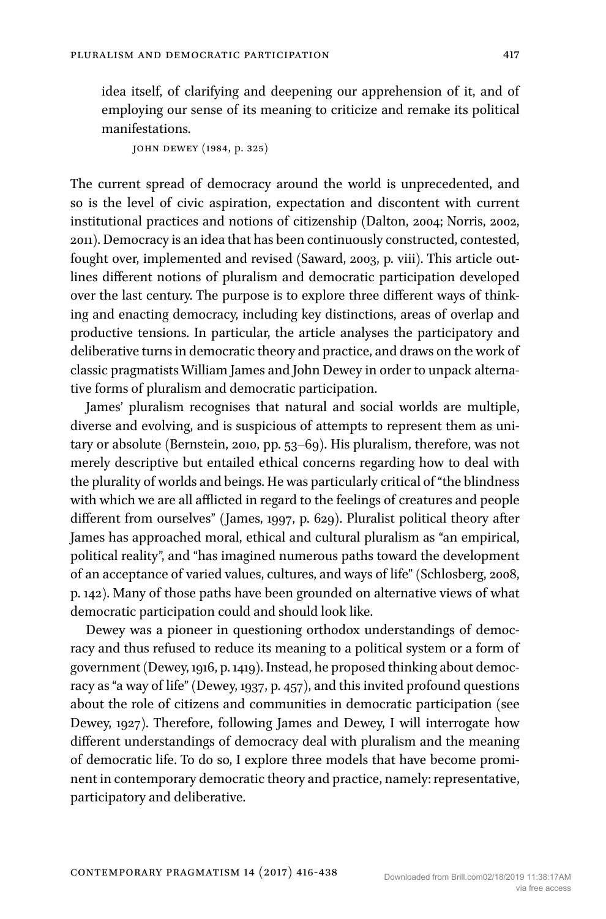> idea itself, of clarifying and deepening our apprehension of it, and of employing our sense of its meaning to criticize and remake its political manifestations.
>
> JOHN DEWEY (1984, p. 325)

The current spread of democracy around the world is unprecedented, and so is the level of civic aspiration, expectation and discontent with current institutional practices and notions of citizenship (Dalton, 2004; Norris, 2002, 2011). Democracy is an idea that has been continuously constructed, contested, fought over, implemented and revised (Saward, 2003, p. viii). This article outlines different notions of pluralism and democratic participation developed over the last century. The purpose is to explore three different ways of thinking and enacting democracy, including key distinctions, areas of overlap and productive tensions. In particular, the article analyses the participatory and deliberative turns in democratic theory and practice, and draws on the work of classic pragmatists William James and John Dewey in order to unpack alternative forms of pluralism and democratic participation.

James' pluralism recognises that natural and social worlds are multiple, diverse and evolving, and is suspicious of attempts to represent them as unitary or absolute (Bernstein, 2010, pp. 53–69). His pluralism, therefore, was not merely descriptive but entailed ethical concerns regarding how to deal with the plurality of worlds and beings. He was particularly critical of "the blindness with which we are all afflicted in regard to the feelings of creatures and people different from ourselves" (James, 1997, p. 629). Pluralist political theory after James has approached moral, ethical and cultural pluralism as "an empirical, political reality", and "has imagined numerous paths toward the development of an acceptance of varied values, cultures, and ways of life" (Schlosberg, 2008, p. 142). Many of those paths have been grounded on alternative views of what democratic participation could and should look like.

Dewey was a pioneer in questioning orthodox understandings of democracy and thus refused to reduce its meaning to a political system or a form of government (Dewey, 1916, p. 1419). Instead, he proposed thinking about democracy as "a way of life" (Dewey, 1937, p. 457), and this invited profound questions about the role of citizens and communities in democratic participation (see Dewey, 1927). Therefore, following James and Dewey, I will interrogate how different understandings of democracy deal with pluralism and the meaning of democratic life. To do so, I explore three models that have become prominent in contemporary democratic theory and practice, namely: representative, participatory and deliberative.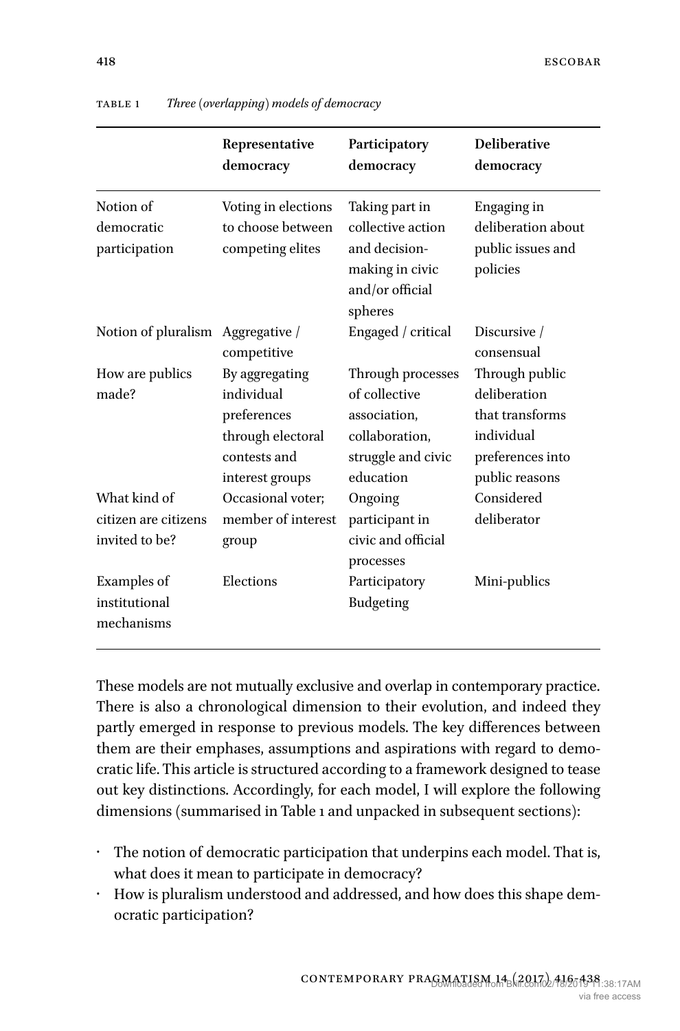TABLE 1 *Three (overlapping) models of democracy*

| | Representative democracy | Participatory democracy | Deliberative democracy |
|---|---|---|---|
| Notion of democratic participation | Voting in elections to choose between competing elites | Taking part in collective action and decision-making in civic and/or official spheres | Engaging in deliberation about public issues and policies |
| Notion of pluralism | Aggregative / competitive | Engaged / critical | Discursive / consensual |
| How are publics made? | By aggregating individual preferences through electoral contests and interest groups | Through processes of collective association, collaboration, struggle and civic education | Through public deliberation that transforms individual preferences into public reasons |
| What kind of citizen are citizens invited to be? | Occasional voter; member of interest group | Ongoing participant in civic and official processes | Considered deliberator |
| Examples of institutional mechanisms | Elections | Participatory Budgeting | Mini-publics |

These models are not mutually exclusive and overlap in contemporary practice. There is also a chronological dimension to their evolution, and indeed they partly emerged in response to previous models. The key differences between them are their emphases, assumptions and aspirations with regard to democratic life. This article is structured according to a framework designed to tease out key distinctions. Accordingly, for each model, I will explore the following dimensions (summarised in Table 1 and unpacked in subsequent sections):

- The notion of democratic participation that underpins each model. That is, what does it mean to participate in democracy?
- How is pluralism understood and addressed, and how does this shape democratic participation?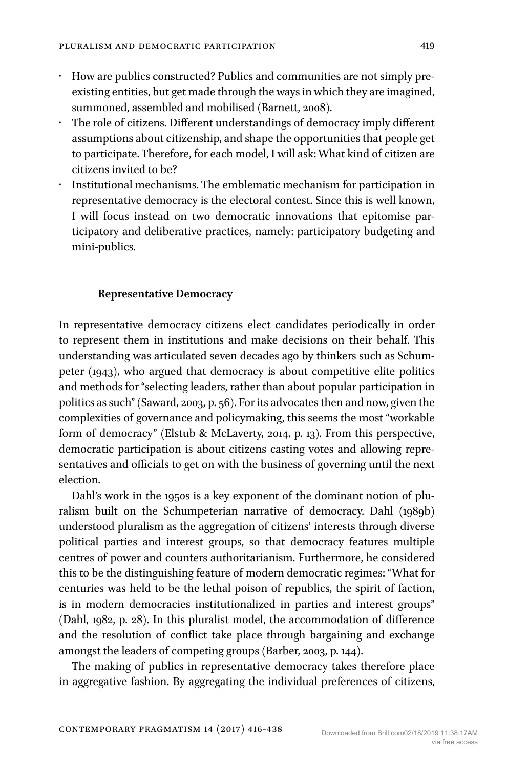- How are publics constructed? Publics and communities are not simply pre-existing entities, but get made through the ways in which they are imagined, summoned, assembled and mobilised (Barnett, 2008).
- The role of citizens. Different understandings of democracy imply different assumptions about citizenship, and shape the opportunities that people get to participate. Therefore, for each model, I will ask: What kind of citizen are citizens invited to be?
- Institutional mechanisms. The emblematic mechanism for participation in representative democracy is the electoral contest. Since this is well known, I will focus instead on two democratic innovations that epitomise participatory and deliberative practices, namely: participatory budgeting and mini-publics.

## Representative Democracy

In representative democracy citizens elect candidates periodically in order to represent them in institutions and make decisions on their behalf. This understanding was articulated seven decades ago by thinkers such as Schumpeter (1943), who argued that democracy is about competitive elite politics and methods for "selecting leaders, rather than about popular participation in politics as such" (Saward, 2003, p. 56). For its advocates then and now, given the complexities of governance and policymaking, this seems the most "workable form of democracy" (Elstub & McLaverty, 2014, p. 13). From this perspective, democratic participation is about citizens casting votes and allowing representatives and officials to get on with the business of governing until the next election.

Dahl's work in the 1950s is a key exponent of the dominant notion of pluralism built on the Schumpeterian narrative of democracy. Dahl (1989b) understood pluralism as the aggregation of citizens' interests through diverse political parties and interest groups, so that democracy features multiple centres of power and counters authoritarianism. Furthermore, he considered this to be the distinguishing feature of modern democratic regimes: "What for centuries was held to be the lethal poison of republics, the spirit of faction, is in modern democracies institutionalized in parties and interest groups" (Dahl, 1982, p. 28). In this pluralist model, the accommodation of difference and the resolution of conflict take place through bargaining and exchange amongst the leaders of competing groups (Barber, 2003, p. 144).

The making of publics in representative democracy takes therefore place in aggregative fashion. By aggregating the individual preferences of citizens,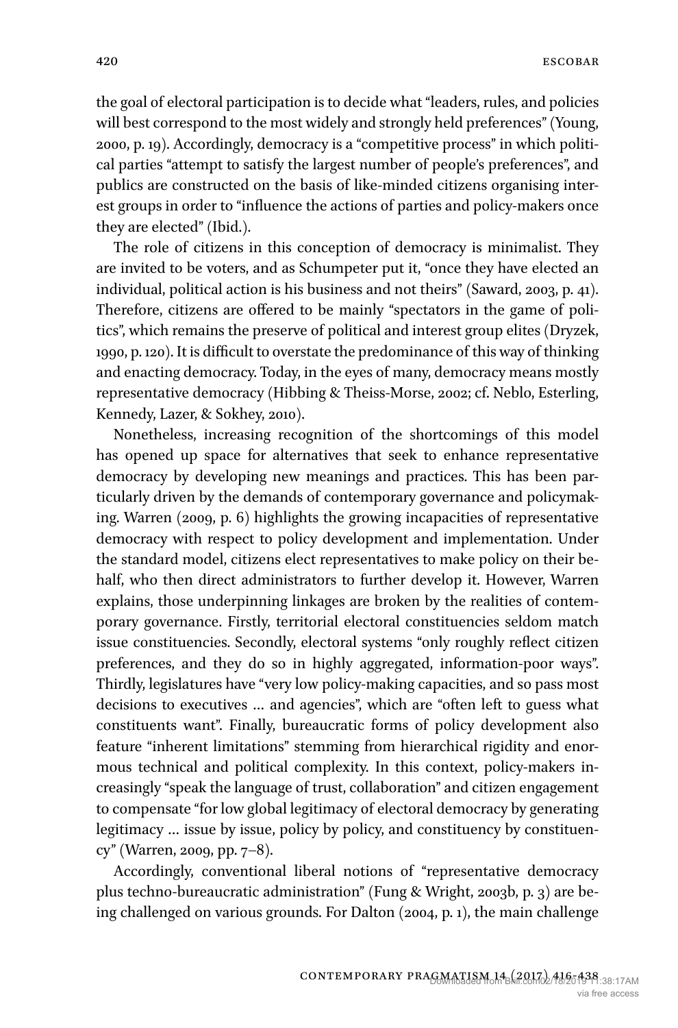the goal of electoral participation is to decide what "leaders, rules, and policies will best correspond to the most widely and strongly held preferences" (Young, 2000, p. 19). Accordingly, democracy is a "competitive process" in which political parties "attempt to satisfy the largest number of people's preferences", and publics are constructed on the basis of like-minded citizens organising interest groups in order to "influence the actions of parties and policy-makers once they are elected" (Ibid.).

The role of citizens in this conception of democracy is minimalist. They are invited to be voters, and as Schumpeter put it, "once they have elected an individual, political action is his business and not theirs" (Saward, 2003, p. 41). Therefore, citizens are offered to be mainly "spectators in the game of politics", which remains the preserve of political and interest group elites (Dryzek, 1990, p. 120). It is difficult to overstate the predominance of this way of thinking and enacting democracy. Today, in the eyes of many, democracy means mostly representative democracy (Hibbing & Theiss-Morse, 2002; cf. Neblo, Esterling, Kennedy, Lazer, & Sokhey, 2010).

Nonetheless, increasing recognition of the shortcomings of this model has opened up space for alternatives that seek to enhance representative democracy by developing new meanings and practices. This has been particularly driven by the demands of contemporary governance and policymaking. Warren (2009, p. 6) highlights the growing incapacities of representative democracy with respect to policy development and implementation. Under the standard model, citizens elect representatives to make policy on their behalf, who then direct administrators to further develop it. However, Warren explains, those underpinning linkages are broken by the realities of contemporary governance. Firstly, territorial electoral constituencies seldom match issue constituencies. Secondly, electoral systems "only roughly reflect citizen preferences, and they do so in highly aggregated, information-poor ways". Thirdly, legislatures have "very low policy-making capacities, and so pass most decisions to executives … and agencies", which are "often left to guess what constituents want". Finally, bureaucratic forms of policy development also feature "inherent limitations" stemming from hierarchical rigidity and enormous technical and political complexity. In this context, policy-makers increasingly "speak the language of trust, collaboration" and citizen engagement to compensate "for low global legitimacy of electoral democracy by generating legitimacy … issue by issue, policy by policy, and constituency by constituency" (Warren, 2009, pp. 7–8).

Accordingly, conventional liberal notions of "representative democracy plus techno-bureaucratic administration" (Fung & Wright, 2003b, p. 3) are being challenged on various grounds. For Dalton (2004, p. 1), the main challenge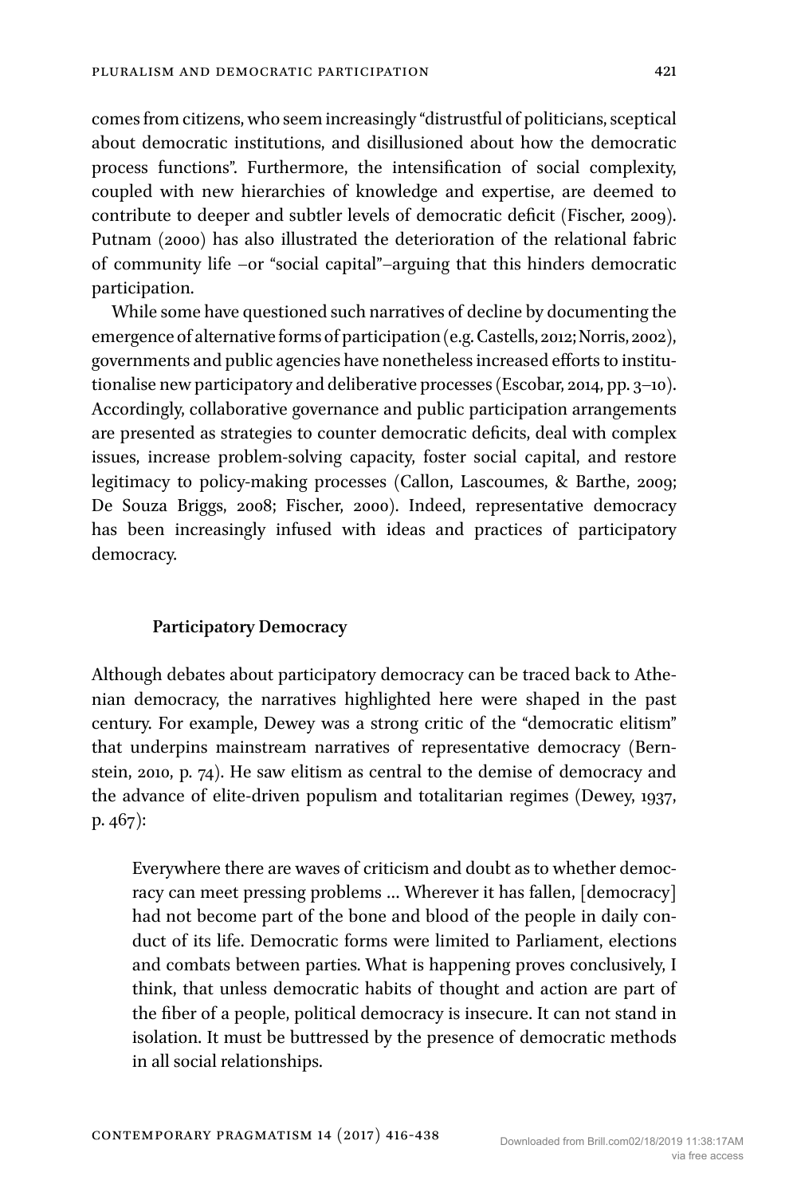comes from citizens, who seem increasingly "distrustful of politicians, sceptical about democratic institutions, and disillusioned about how the democratic process functions". Furthermore, the intensification of social complexity, coupled with new hierarchies of knowledge and expertise, are deemed to contribute to deeper and subtler levels of democratic deficit (Fischer, 2009). Putnam (2000) has also illustrated the deterioration of the relational fabric of community life –or "social capital"–arguing that this hinders democratic participation.

While some have questioned such narratives of decline by documenting the emergence of alternative forms of participation (e.g. Castells, 2012; Norris, 2002), governments and public agencies have nonetheless increased efforts to institutionalise new participatory and deliberative processes (Escobar, 2014, pp. 3–10). Accordingly, collaborative governance and public participation arrangements are presented as strategies to counter democratic deficits, deal with complex issues, increase problem-solving capacity, foster social capital, and restore legitimacy to policy-making processes (Callon, Lascoumes, & Barthe, 2009; De Souza Briggs, 2008; Fischer, 2000). Indeed, representative democracy has been increasingly infused with ideas and practices of participatory democracy.

## Participatory Democracy

Although debates about participatory democracy can be traced back to Athenian democracy, the narratives highlighted here were shaped in the past century. For example, Dewey was a strong critic of the "democratic elitism" that underpins mainstream narratives of representative democracy (Bernstein, 2010, p. 74). He saw elitism as central to the demise of democracy and the advance of elite-driven populism and totalitarian regimes (Dewey, 1937, p. 467):

> Everywhere there are waves of criticism and doubt as to whether democracy can meet pressing problems … Wherever it has fallen, [democracy] had not become part of the bone and blood of the people in daily conduct of its life. Democratic forms were limited to Parliament, elections and combats between parties. What is happening proves conclusively, I think, that unless democratic habits of thought and action are part of the fiber of a people, political democracy is insecure. It can not stand in isolation. It must be buttressed by the presence of democratic methods in all social relationships.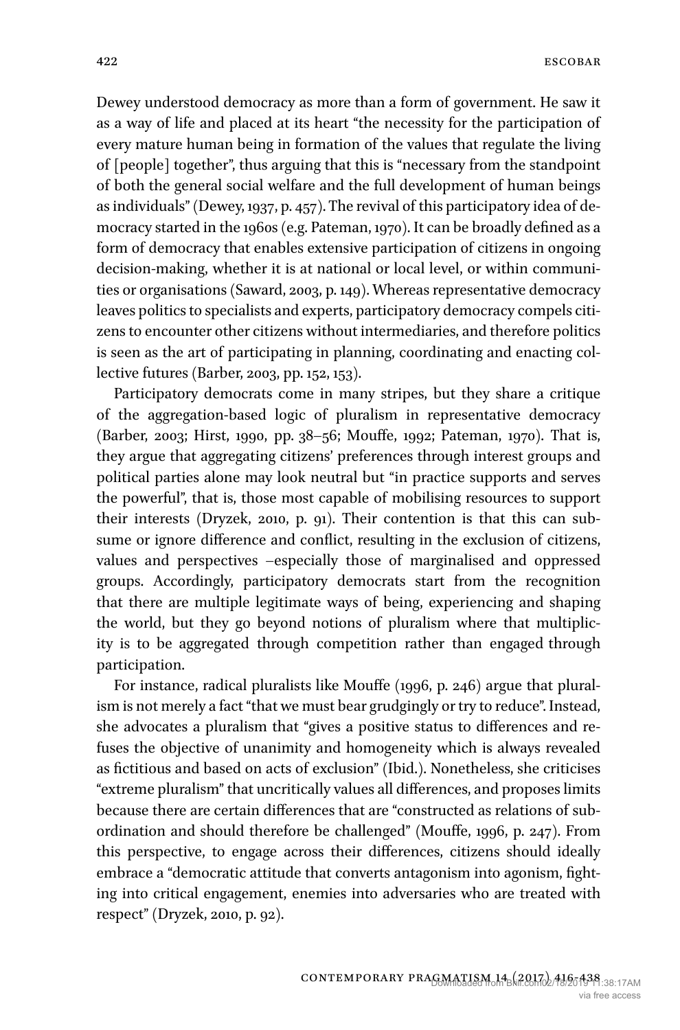Dewey understood democracy as more than a form of government. He saw it as a way of life and placed at its heart "the necessity for the participation of every mature human being in formation of the values that regulate the living of [people] together", thus arguing that this is "necessary from the standpoint of both the general social welfare and the full development of human beings as individuals" (Dewey, 1937, p. 457). The revival of this participatory idea of democracy started in the 1960s (e.g. Pateman, 1970). It can be broadly defined as a form of democracy that enables extensive participation of citizens in ongoing decision-making, whether it is at national or local level, or within communities or organisations (Saward, 2003, p. 149). Whereas representative democracy leaves politics to specialists and experts, participatory democracy compels citizens to encounter other citizens without intermediaries, and therefore politics is seen as the art of participating in planning, coordinating and enacting collective futures (Barber, 2003, pp. 152, 153).

Participatory democrats come in many stripes, but they share a critique of the aggregation-based logic of pluralism in representative democracy (Barber, 2003; Hirst, 1990, pp. 38–56; Mouffe, 1992; Pateman, 1970). That is, they argue that aggregating citizens' preferences through interest groups and political parties alone may look neutral but "in practice supports and serves the powerful", that is, those most capable of mobilising resources to support their interests (Dryzek, 2010, p. 91). Their contention is that this can subsume or ignore difference and conflict, resulting in the exclusion of citizens, values and perspectives –especially those of marginalised and oppressed groups. Accordingly, participatory democrats start from the recognition that there are multiple legitimate ways of being, experiencing and shaping the world, but they go beyond notions of pluralism where that multiplicity is to be aggregated through competition rather than engaged through participation.

For instance, radical pluralists like Mouffe (1996, p. 246) argue that pluralism is not merely a fact "that we must bear grudgingly or try to reduce". Instead, she advocates a pluralism that "gives a positive status to differences and refuses the objective of unanimity and homogeneity which is always revealed as fictitious and based on acts of exclusion" (Ibid.). Nonetheless, she criticises "extreme pluralism" that uncritically values all differences, and proposes limits because there are certain differences that are "constructed as relations of subordination and should therefore be challenged" (Mouffe, 1996, p. 247). From this perspective, to engage across their differences, citizens should ideally embrace a "democratic attitude that converts antagonism into agonism, fighting into critical engagement, enemies into adversaries who are treated with respect" (Dryzek, 2010, p. 92).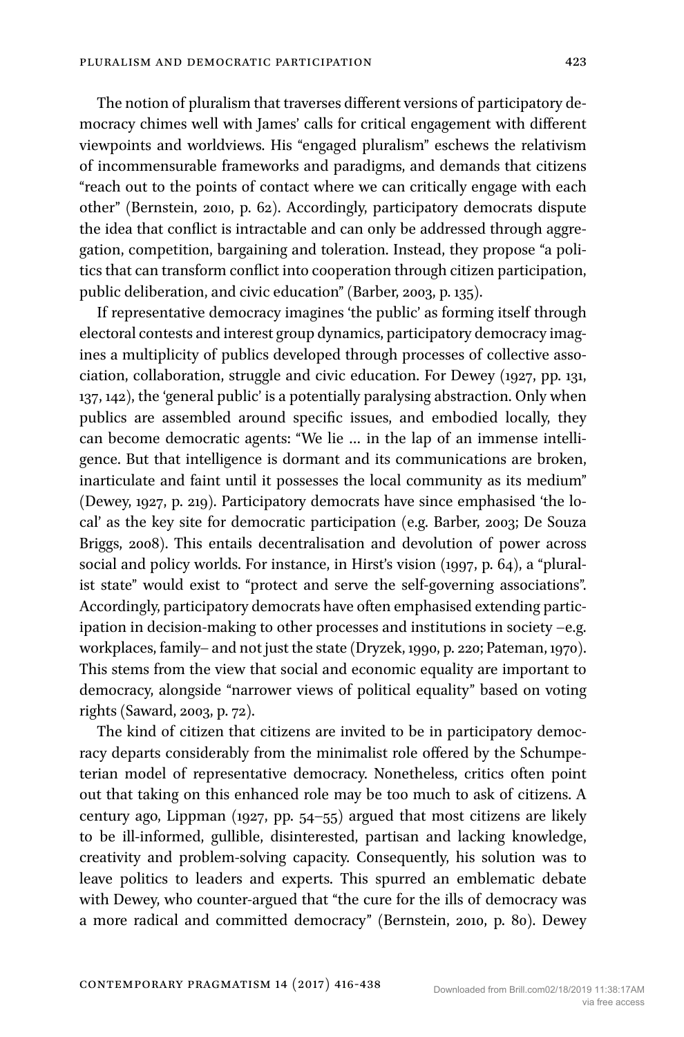The notion of pluralism that traverses different versions of participatory democracy chimes well with James' calls for critical engagement with different viewpoints and worldviews. His "engaged pluralism" eschews the relativism of incommensurable frameworks and paradigms, and demands that citizens "reach out to the points of contact where we can critically engage with each other" (Bernstein, 2010, p. 62). Accordingly, participatory democrats dispute the idea that conflict is intractable and can only be addressed through aggregation, competition, bargaining and toleration. Instead, they propose "a politics that can transform conflict into cooperation through citizen participation, public deliberation, and civic education" (Barber, 2003, p. 135).

If representative democracy imagines 'the public' as forming itself through electoral contests and interest group dynamics, participatory democracy imagines a multiplicity of publics developed through processes of collective association, collaboration, struggle and civic education. For Dewey (1927, pp. 131, 137, 142), the 'general public' is a potentially paralysing abstraction. Only when publics are assembled around specific issues, and embodied locally, they can become democratic agents: "We lie … in the lap of an immense intelligence. But that intelligence is dormant and its communications are broken, inarticulate and faint until it possesses the local community as its medium" (Dewey, 1927, p. 219). Participatory democrats have since emphasised 'the local' as the key site for democratic participation (e.g. Barber, 2003; De Souza Briggs, 2008). This entails decentralisation and devolution of power across social and policy worlds. For instance, in Hirst's vision (1997, p. 64), a "pluralist state" would exist to "protect and serve the self-governing associations". Accordingly, participatory democrats have often emphasised extending participation in decision-making to other processes and institutions in society –e.g. workplaces, family– and not just the state (Dryzek, 1990, p. 220; Pateman, 1970). This stems from the view that social and economic equality are important to democracy, alongside "narrower views of political equality" based on voting rights (Saward, 2003, p. 72).

The kind of citizen that citizens are invited to be in participatory democracy departs considerably from the minimalist role offered by the Schumpeterian model of representative democracy. Nonetheless, critics often point out that taking on this enhanced role may be too much to ask of citizens. A century ago, Lippman (1927, pp. 54–55) argued that most citizens are likely to be ill-informed, gullible, disinterested, partisan and lacking knowledge, creativity and problem-solving capacity. Consequently, his solution was to leave politics to leaders and experts. This spurred an emblematic debate with Dewey, who counter-argued that "the cure for the ills of democracy was a more radical and committed democracy" (Bernstein, 2010, p. 80). Dewey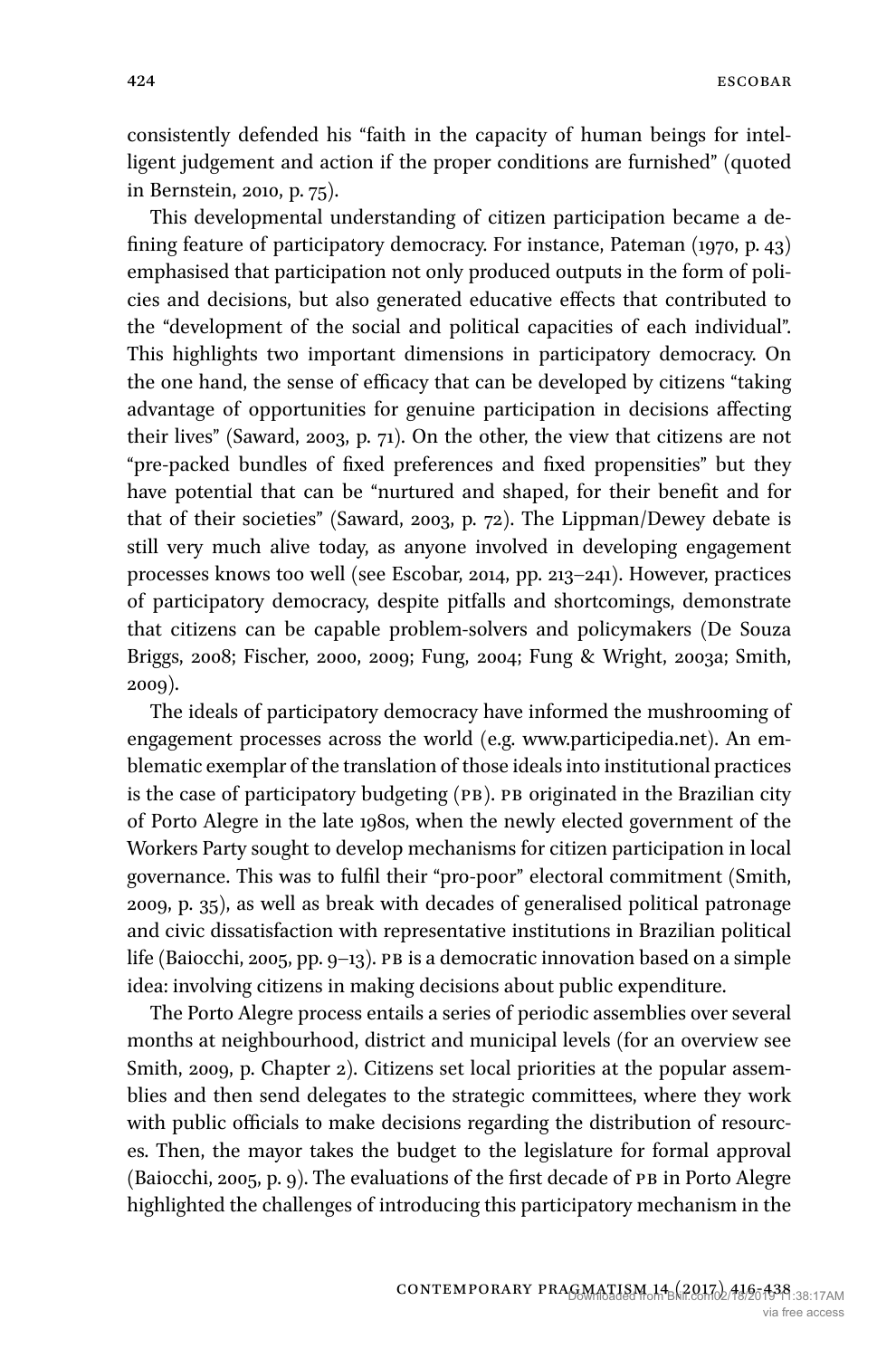consistently defended his "faith in the capacity of human beings for intelligent judgement and action if the proper conditions are furnished" (quoted in Bernstein, 2010, p. 75).

This developmental understanding of citizen participation became a defining feature of participatory democracy. For instance, Pateman (1970, p. 43) emphasised that participation not only produced outputs in the form of policies and decisions, but also generated educative effects that contributed to the "development of the social and political capacities of each individual". This highlights two important dimensions in participatory democracy. On the one hand, the sense of efficacy that can be developed by citizens "taking advantage of opportunities for genuine participation in decisions affecting their lives" (Saward, 2003, p. 71). On the other, the view that citizens are not "pre-packed bundles of fixed preferences and fixed propensities" but they have potential that can be "nurtured and shaped, for their benefit and for that of their societies" (Saward, 2003, p. 72). The Lippman/Dewey debate is still very much alive today, as anyone involved in developing engagement processes knows too well (see Escobar, 2014, pp. 213–241). However, practices of participatory democracy, despite pitfalls and shortcomings, demonstrate that citizens can be capable problem-solvers and policymakers (De Souza Briggs, 2008; Fischer, 2000, 2009; Fung, 2004; Fung & Wright, 2003a; Smith, 2009).

The ideals of participatory democracy have informed the mushrooming of engagement processes across the world (e.g. www.participedia.net). An emblematic exemplar of the translation of those ideals into institutional practices is the case of participatory budgeting (PB). PB originated in the Brazilian city of Porto Alegre in the late 1980s, when the newly elected government of the Workers Party sought to develop mechanisms for citizen participation in local governance. This was to fulfil their "pro-poor" electoral commitment (Smith, 2009, p. 35), as well as break with decades of generalised political patronage and civic dissatisfaction with representative institutions in Brazilian political life (Baiocchi, 2005, pp. 9–13). PB is a democratic innovation based on a simple idea: involving citizens in making decisions about public expenditure.

The Porto Alegre process entails a series of periodic assemblies over several months at neighbourhood, district and municipal levels (for an overview see Smith, 2009, p. Chapter 2). Citizens set local priorities at the popular assemblies and then send delegates to the strategic committees, where they work with public officials to make decisions regarding the distribution of resources. Then, the mayor takes the budget to the legislature for formal approval (Baiocchi, 2005, p. 9). The evaluations of the first decade of PB in Porto Alegre highlighted the challenges of introducing this participatory mechanism in the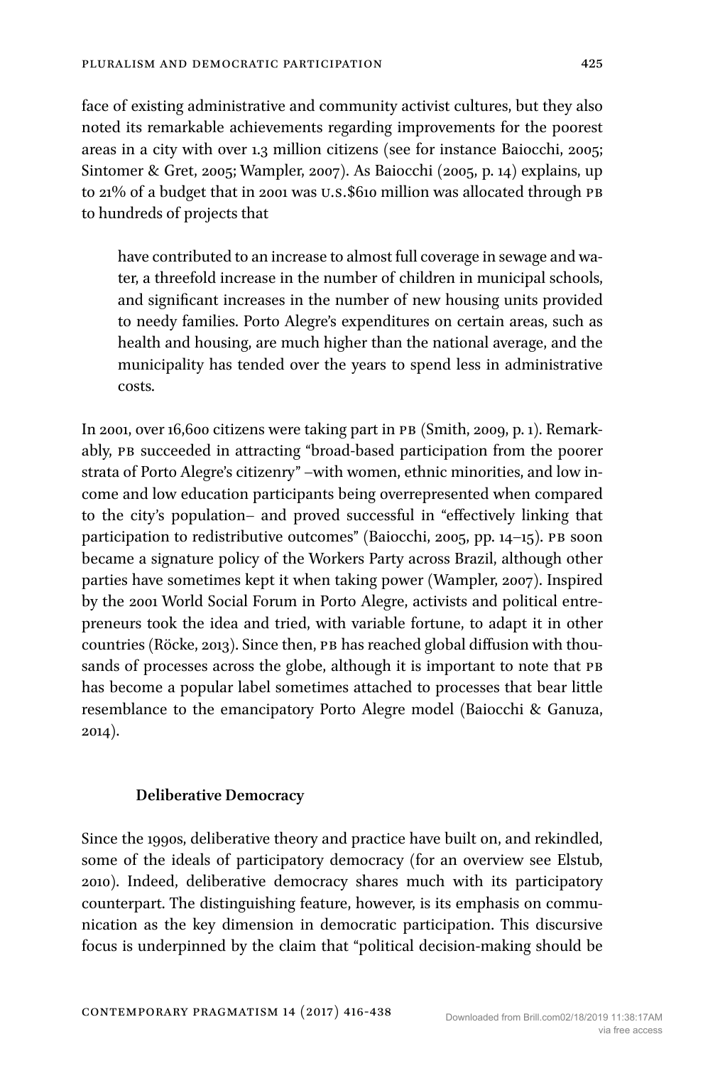face of existing administrative and community activist cultures, but they also noted its remarkable achievements regarding improvements for the poorest areas in a city with over 1.3 million citizens (see for instance Baiocchi, 2005; Sintomer & Gret, 2005; Wampler, 2007). As Baiocchi (2005, p. 14) explains, up to 21% of a budget that in 2001 was U.S.$610 million was allocated through PB to hundreds of projects that

> have contributed to an increase to almost full coverage in sewage and water, a threefold increase in the number of children in municipal schools, and significant increases in the number of new housing units provided to needy families. Porto Alegre's expenditures on certain areas, such as health and housing, are much higher than the national average, and the municipality has tended over the years to spend less in administrative costs.

In 2001, over 16,600 citizens were taking part in PB (Smith, 2009, p. 1). Remarkably, PB succeeded in attracting "broad-based participation from the poorer strata of Porto Alegre's citizenry" –with women, ethnic minorities, and low income and low education participants being overrepresented when compared to the city's population– and proved successful in "effectively linking that participation to redistributive outcomes" (Baiocchi, 2005, pp. 14–15). PB soon became a signature policy of the Workers Party across Brazil, although other parties have sometimes kept it when taking power (Wampler, 2007). Inspired by the 2001 World Social Forum in Porto Alegre, activists and political entrepreneurs took the idea and tried, with variable fortune, to adapt it in other countries (Röcke, 2013). Since then, PB has reached global diffusion with thousands of processes across the globe, although it is important to note that PB has become a popular label sometimes attached to processes that bear little resemblance to the emancipatory Porto Alegre model (Baiocchi & Ganuza, 2014).

### Deliberative Democracy

Since the 1990s, deliberative theory and practice have built on, and rekindled, some of the ideals of participatory democracy (for an overview see Elstub, 2010). Indeed, deliberative democracy shares much with its participatory counterpart. The distinguishing feature, however, is its emphasis on communication as the key dimension in democratic participation. This discursive focus is underpinned by the claim that "political decision-making should be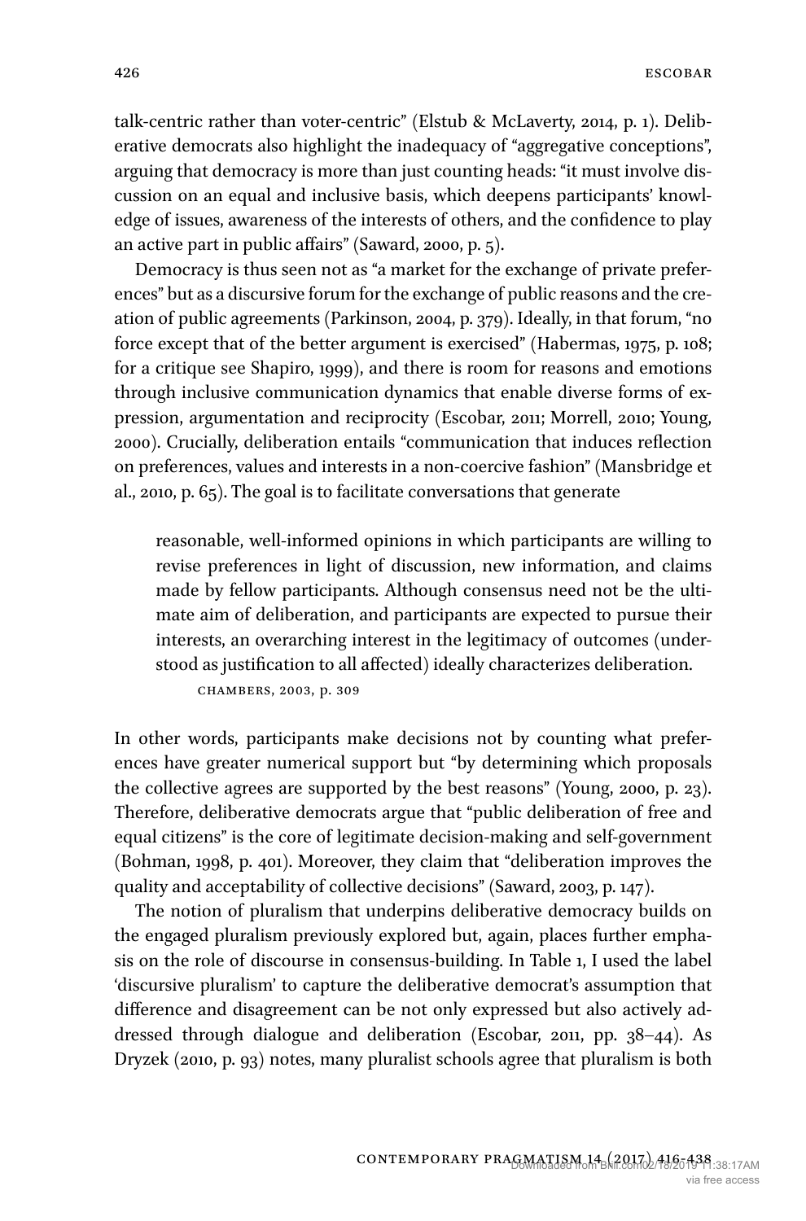talk-centric rather than voter-centric" (Elstub & McLaverty, 2014, p. 1). Deliberative democrats also highlight the inadequacy of "aggregative conceptions", arguing that democracy is more than just counting heads: "it must involve discussion on an equal and inclusive basis, which deepens participants' knowledge of issues, awareness of the interests of others, and the confidence to play an active part in public affairs" (Saward, 2000, p. 5).

Democracy is thus seen not as "a market for the exchange of private preferences" but as a discursive forum for the exchange of public reasons and the creation of public agreements (Parkinson, 2004, p. 379). Ideally, in that forum, "no force except that of the better argument is exercised" (Habermas, 1975, p. 108; for a critique see Shapiro, 1999), and there is room for reasons and emotions through inclusive communication dynamics that enable diverse forms of expression, argumentation and reciprocity (Escobar, 2011; Morrell, 2010; Young, 2000). Crucially, deliberation entails "communication that induces reflection on preferences, values and interests in a non-coercive fashion" (Mansbridge et al., 2010, p. 65). The goal is to facilitate conversations that generate

> reasonable, well-informed opinions in which participants are willing to revise preferences in light of discussion, new information, and claims made by fellow participants. Although consensus need not be the ultimate aim of deliberation, and participants are expected to pursue their interests, an overarching interest in the legitimacy of outcomes (understood as justification to all affected) ideally characterizes deliberation.
>
> CHAMBERS, 2003, p. 309

In other words, participants make decisions not by counting what preferences have greater numerical support but "by determining which proposals the collective agrees are supported by the best reasons" (Young, 2000, p. 23). Therefore, deliberative democrats argue that "public deliberation of free and equal citizens" is the core of legitimate decision-making and self-government (Bohman, 1998, p. 401). Moreover, they claim that "deliberation improves the quality and acceptability of collective decisions" (Saward, 2003, p. 147).

The notion of pluralism that underpins deliberative democracy builds on the engaged pluralism previously explored but, again, places further emphasis on the role of discourse in consensus-building. In Table 1, I used the label 'discursive pluralism' to capture the deliberative democrat's assumption that difference and disagreement can be not only expressed but also actively addressed through dialogue and deliberation (Escobar, 2011, pp. 38–44). As Dryzek (2010, p. 93) notes, many pluralist schools agree that pluralism is both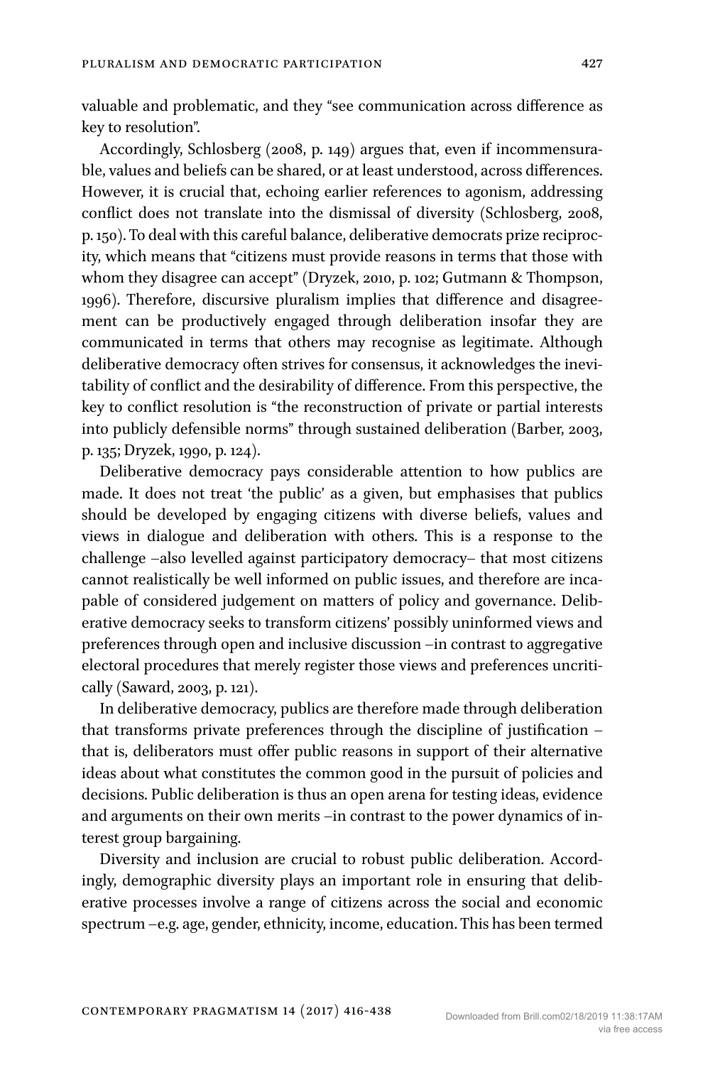valuable and problematic, and they "see communication across difference as key to resolution".

Accordingly, Schlosberg (2008, p. 149) argues that, even if incommensurable, values and beliefs can be shared, or at least understood, across differences. However, it is crucial that, echoing earlier references to agonism, addressing conflict does not translate into the dismissal of diversity (Schlosberg, 2008, p. 150). To deal with this careful balance, deliberative democrats prize reciprocity, which means that "citizens must provide reasons in terms that those with whom they disagree can accept" (Dryzek, 2010, p. 102; Gutmann & Thompson, 1996). Therefore, discursive pluralism implies that difference and disagreement can be productively engaged through deliberation insofar they are communicated in terms that others may recognise as legitimate. Although deliberative democracy often strives for consensus, it acknowledges the inevitability of conflict and the desirability of difference. From this perspective, the key to conflict resolution is "the reconstruction of private or partial interests into publicly defensible norms" through sustained deliberation (Barber, 2003, p. 135; Dryzek, 1990, p. 124).

Deliberative democracy pays considerable attention to how publics are made. It does not treat 'the public' as a given, but emphasises that publics should be developed by engaging citizens with diverse beliefs, values and views in dialogue and deliberation with others. This is a response to the challenge –also levelled against participatory democracy– that most citizens cannot realistically be well informed on public issues, and therefore are incapable of considered judgement on matters of policy and governance. Deliberative democracy seeks to transform citizens' possibly uninformed views and preferences through open and inclusive discussion –in contrast to aggregative electoral procedures that merely register those views and preferences uncritically (Saward, 2003, p. 121).

In deliberative democracy, publics are therefore made through deliberation that transforms private preferences through the discipline of justification – that is, deliberators must offer public reasons in support of their alternative ideas about what constitutes the common good in the pursuit of policies and decisions. Public deliberation is thus an open arena for testing ideas, evidence and arguments on their own merits –in contrast to the power dynamics of interest group bargaining.

Diversity and inclusion are crucial to robust public deliberation. Accordingly, demographic diversity plays an important role in ensuring that deliberative processes involve a range of citizens across the social and economic spectrum –e.g. age, gender, ethnicity, income, education. This has been termed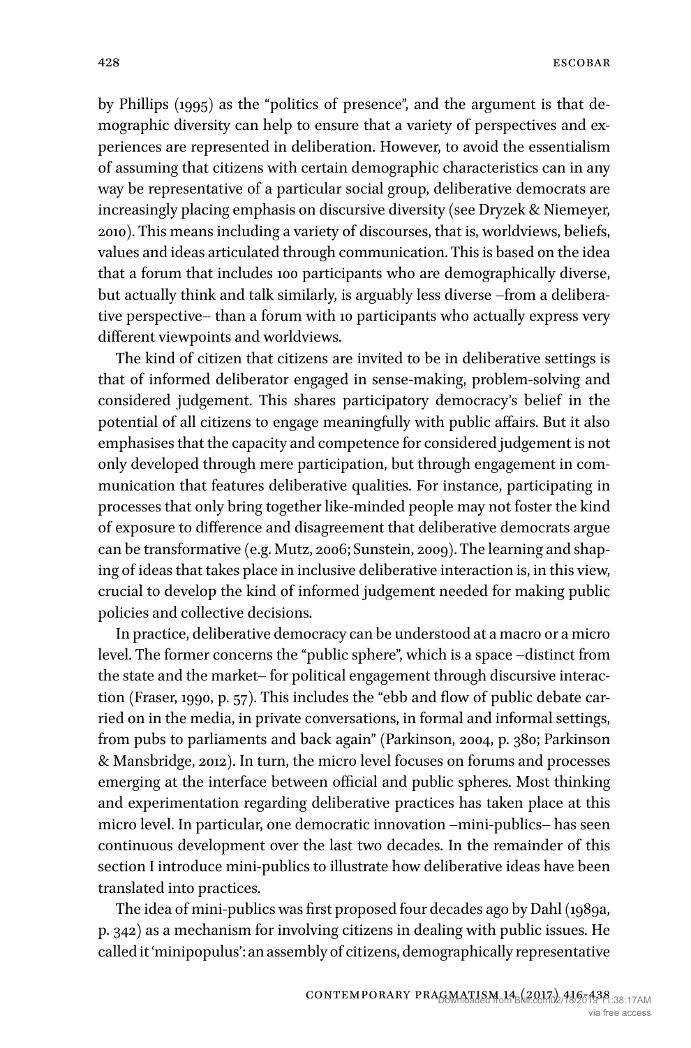by Phillips (1995) as the "politics of presence", and the argument is that demographic diversity can help to ensure that a variety of perspectives and experiences are represented in deliberation. However, to avoid the essentialism of assuming that citizens with certain demographic characteristics can in any way be representative of a particular social group, deliberative democrats are increasingly placing emphasis on discursive diversity (see Dryzek & Niemeyer, 2010). This means including a variety of discourses, that is, worldviews, beliefs, values and ideas articulated through communication. This is based on the idea that a forum that includes 100 participants who are demographically diverse, but actually think and talk similarly, is arguably less diverse –from a deliberative perspective– than a forum with 10 participants who actually express very different viewpoints and worldviews.

The kind of citizen that citizens are invited to be in deliberative settings is that of informed deliberator engaged in sense-making, problem-solving and considered judgement. This shares participatory democracy's belief in the potential of all citizens to engage meaningfully with public affairs. But it also emphasises that the capacity and competence for considered judgement is not only developed through mere participation, but through engagement in communication that features deliberative qualities. For instance, participating in processes that only bring together like-minded people may not foster the kind of exposure to difference and disagreement that deliberative democrats argue can be transformative (e.g. Mutz, 2006; Sunstein, 2009). The learning and shaping of ideas that takes place in inclusive deliberative interaction is, in this view, crucial to develop the kind of informed judgement needed for making public policies and collective decisions.

In practice, deliberative democracy can be understood at a macro or a micro level. The former concerns the "public sphere", which is a space –distinct from the state and the market– for political engagement through discursive interaction (Fraser, 1990, p. 57). This includes the "ebb and flow of public debate carried on in the media, in private conversations, in formal and informal settings, from pubs to parliaments and back again" (Parkinson, 2004, p. 380; Parkinson & Mansbridge, 2012). In turn, the micro level focuses on forums and processes emerging at the interface between official and public spheres. Most thinking and experimentation regarding deliberative practices has taken place at this micro level. In particular, one democratic innovation –mini-publics– has seen continuous development over the last two decades. In the remainder of this section I introduce mini-publics to illustrate how deliberative ideas have been translated into practices.

The idea of mini-publics was first proposed four decades ago by Dahl (1989a, p. 342) as a mechanism for involving citizens in dealing with public issues. He called it 'minipopulus': an assembly of citizens, demographically representative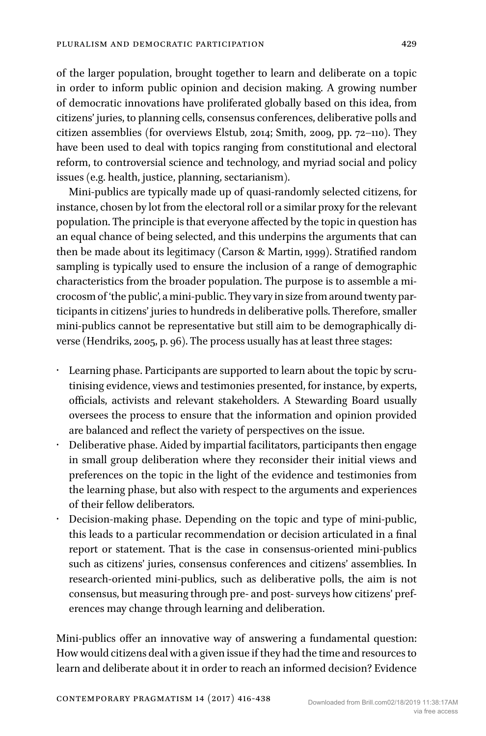of the larger population, brought together to learn and deliberate on a topic in order to inform public opinion and decision making. A growing number of democratic innovations have proliferated globally based on this idea, from citizens' juries, to planning cells, consensus conferences, deliberative polls and citizen assemblies (for overviews Elstub, 2014; Smith, 2009, pp. 72–110). They have been used to deal with topics ranging from constitutional and electoral reform, to controversial science and technology, and myriad social and policy issues (e.g. health, justice, planning, sectarianism).

Mini-publics are typically made up of quasi-randomly selected citizens, for instance, chosen by lot from the electoral roll or a similar proxy for the relevant population. The principle is that everyone affected by the topic in question has an equal chance of being selected, and this underpins the arguments that can then be made about its legitimacy (Carson & Martin, 1999). Stratified random sampling is typically used to ensure the inclusion of a range of demographic characteristics from the broader population. The purpose is to assemble a microcosm of 'the public', a mini-public. They vary in size from around twenty participants in citizens' juries to hundreds in deliberative polls. Therefore, smaller mini-publics cannot be representative but still aim to be demographically diverse (Hendriks, 2005, p. 96). The process usually has at least three stages:

- Learning phase. Participants are supported to learn about the topic by scrutinising evidence, views and testimonies presented, for instance, by experts, officials, activists and relevant stakeholders. A Stewarding Board usually oversees the process to ensure that the information and opinion provided are balanced and reflect the variety of perspectives on the issue.
- Deliberative phase. Aided by impartial facilitators, participants then engage in small group deliberation where they reconsider their initial views and preferences on the topic in the light of the evidence and testimonies from the learning phase, but also with respect to the arguments and experiences of their fellow deliberators.
- Decision-making phase. Depending on the topic and type of mini-public, this leads to a particular recommendation or decision articulated in a final report or statement. That is the case in consensus-oriented mini-publics such as citizens' juries, consensus conferences and citizens' assemblies. In research-oriented mini-publics, such as deliberative polls, the aim is not consensus, but measuring through pre- and post- surveys how citizens' preferences may change through learning and deliberation.

Mini-publics offer an innovative way of answering a fundamental question: How would citizens deal with a given issue if they had the time and resources to learn and deliberate about it in order to reach an informed decision? Evidence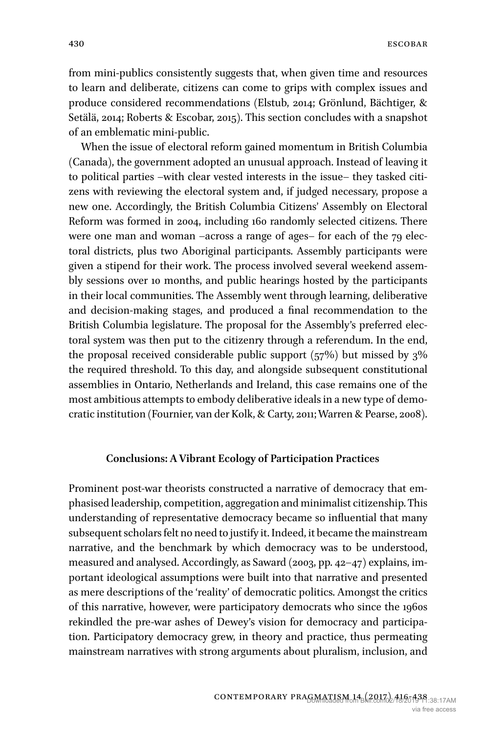from mini-publics consistently suggests that, when given time and resources to learn and deliberate, citizens can come to grips with complex issues and produce considered recommendations (Elstub, 2014; Grönlund, Bächtiger, & Setälä, 2014; Roberts & Escobar, 2015). This section concludes with a snapshot of an emblematic mini-public.

When the issue of electoral reform gained momentum in British Columbia (Canada), the government adopted an unusual approach. Instead of leaving it to political parties –with clear vested interests in the issue– they tasked citizens with reviewing the electoral system and, if judged necessary, propose a new one. Accordingly, the British Columbia Citizens' Assembly on Electoral Reform was formed in 2004, including 160 randomly selected citizens. There were one man and woman –across a range of ages– for each of the 79 electoral districts, plus two Aboriginal participants. Assembly participants were given a stipend for their work. The process involved several weekend assembly sessions over 10 months, and public hearings hosted by the participants in their local communities. The Assembly went through learning, deliberative and decision-making stages, and produced a final recommendation to the British Columbia legislature. The proposal for the Assembly's preferred electoral system was then put to the citizenry through a referendum. In the end, the proposal received considerable public support (57%) but missed by 3% the required threshold. To this day, and alongside subsequent constitutional assemblies in Ontario, Netherlands and Ireland, this case remains one of the most ambitious attempts to embody deliberative ideals in a new type of democratic institution (Fournier, van der Kolk, & Carty, 2011; Warren & Pearse, 2008).

## Conclusions: A Vibrant Ecology of Participation Practices

Prominent post-war theorists constructed a narrative of democracy that emphasised leadership, competition, aggregation and minimalist citizenship. This understanding of representative democracy became so influential that many subsequent scholars felt no need to justify it. Indeed, it became the mainstream narrative, and the benchmark by which democracy was to be understood, measured and analysed. Accordingly, as Saward (2003, pp. 42–47) explains, important ideological assumptions were built into that narrative and presented as mere descriptions of the 'reality' of democratic politics. Amongst the critics of this narrative, however, were participatory democrats who since the 1960s rekindled the pre-war ashes of Dewey's vision for democracy and participation. Participatory democracy grew, in theory and practice, thus permeating mainstream narratives with strong arguments about pluralism, inclusion, and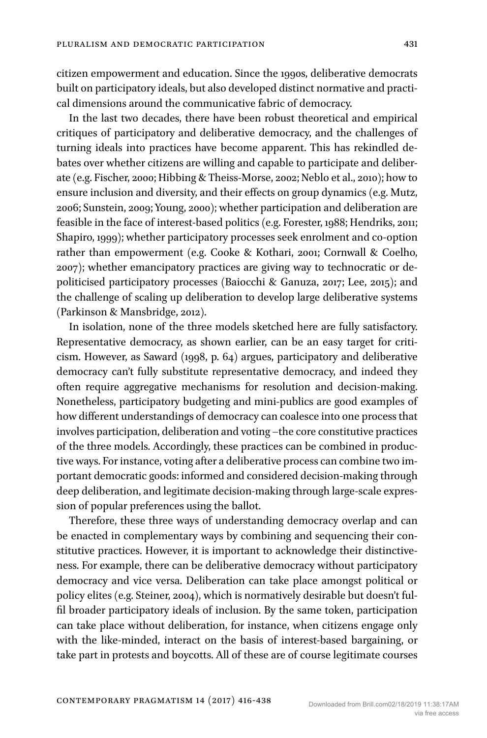citizen empowerment and education. Since the 1990s, deliberative democrats built on participatory ideals, but also developed distinct normative and practical dimensions around the communicative fabric of democracy.

In the last two decades, there have been robust theoretical and empirical critiques of participatory and deliberative democracy, and the challenges of turning ideals into practices have become apparent. This has rekindled debates over whether citizens are willing and capable to participate and deliberate (e.g. Fischer, 2000; Hibbing & Theiss-Morse, 2002; Neblo et al., 2010); how to ensure inclusion and diversity, and their effects on group dynamics (e.g. Mutz, 2006; Sunstein, 2009; Young, 2000); whether participation and deliberation are feasible in the face of interest-based politics (e.g. Forester, 1988; Hendriks, 2011; Shapiro, 1999); whether participatory processes seek enrolment and co-option rather than empowerment (e.g. Cooke & Kothari, 2001; Cornwall & Coelho, 2007); whether emancipatory practices are giving way to technocratic or depoliticised participatory processes (Baiocchi & Ganuza, 2017; Lee, 2015); and the challenge of scaling up deliberation to develop large deliberative systems (Parkinson & Mansbridge, 2012).

In isolation, none of the three models sketched here are fully satisfactory. Representative democracy, as shown earlier, can be an easy target for criticism. However, as Saward (1998, p. 64) argues, participatory and deliberative democracy can't fully substitute representative democracy, and indeed they often require aggregative mechanisms for resolution and decision-making. Nonetheless, participatory budgeting and mini-publics are good examples of how different understandings of democracy can coalesce into one process that involves participation, deliberation and voting –the core constitutive practices of the three models. Accordingly, these practices can be combined in productive ways. For instance, voting after a deliberative process can combine two important democratic goods: informed and considered decision-making through deep deliberation, and legitimate decision-making through large-scale expression of popular preferences using the ballot.

Therefore, these three ways of understanding democracy overlap and can be enacted in complementary ways by combining and sequencing their constitutive practices. However, it is important to acknowledge their distinctiveness. For example, there can be deliberative democracy without participatory democracy and vice versa. Deliberation can take place amongst political or policy elites (e.g. Steiner, 2004), which is normatively desirable but doesn't fulfil broader participatory ideals of inclusion. By the same token, participation can take place without deliberation, for instance, when citizens engage only with the like-minded, interact on the basis of interest-based bargaining, or take part in protests and boycotts. All of these are of course legitimate courses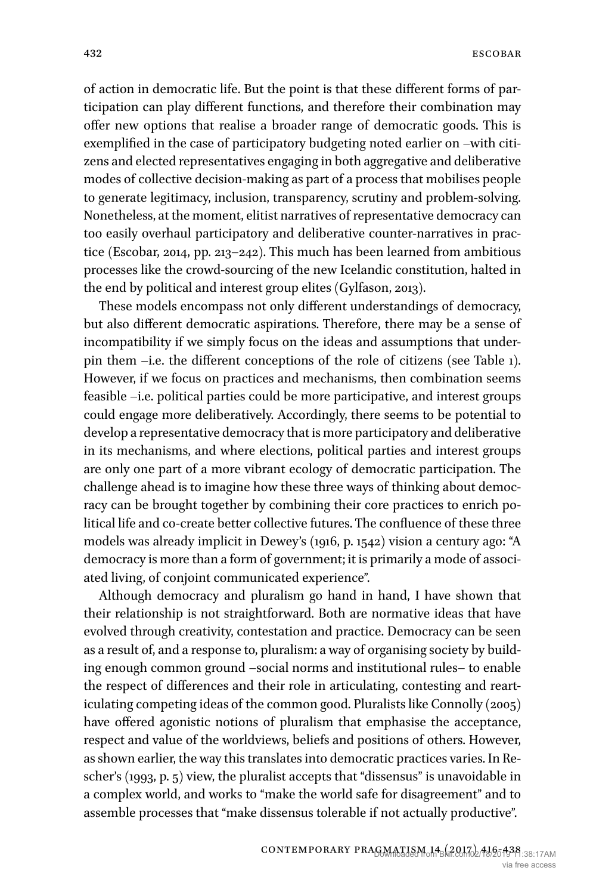of action in democratic life. But the point is that these different forms of participation can play different functions, and therefore their combination may offer new options that realise a broader range of democratic goods. This is exemplified in the case of participatory budgeting noted earlier on –with citizens and elected representatives engaging in both aggregative and deliberative modes of collective decision-making as part of a process that mobilises people to generate legitimacy, inclusion, transparency, scrutiny and problem-solving. Nonetheless, at the moment, elitist narratives of representative democracy can too easily overhaul participatory and deliberative counter-narratives in practice (Escobar, 2014, pp. 213–242). This much has been learned from ambitious processes like the crowd-sourcing of the new Icelandic constitution, halted in the end by political and interest group elites (Gylfason, 2013).

These models encompass not only different understandings of democracy, but also different democratic aspirations. Therefore, there may be a sense of incompatibility if we simply focus on the ideas and assumptions that underpin them –i.e. the different conceptions of the role of citizens (see Table 1). However, if we focus on practices and mechanisms, then combination seems feasible –i.e. political parties could be more participative, and interest groups could engage more deliberatively. Accordingly, there seems to be potential to develop a representative democracy that is more participatory and deliberative in its mechanisms, and where elections, political parties and interest groups are only one part of a more vibrant ecology of democratic participation. The challenge ahead is to imagine how these three ways of thinking about democracy can be brought together by combining their core practices to enrich political life and co-create better collective futures. The confluence of these three models was already implicit in Dewey's (1916, p. 1542) vision a century ago: "A democracy is more than a form of government; it is primarily a mode of associated living, of conjoint communicated experience".

Although democracy and pluralism go hand in hand, I have shown that their relationship is not straightforward. Both are normative ideas that have evolved through creativity, contestation and practice. Democracy can be seen as a result of, and a response to, pluralism: a way of organising society by building enough common ground –social norms and institutional rules– to enable the respect of differences and their role in articulating, contesting and rearticulating competing ideas of the common good. Pluralists like Connolly (2005) have offered agonistic notions of pluralism that emphasise the acceptance, respect and value of the worldviews, beliefs and positions of others. However, as shown earlier, the way this translates into democratic practices varies. In Rescher's (1993, p. 5) view, the pluralist accepts that "dissensus" is unavoidable in a complex world, and works to "make the world safe for disagreement" and to assemble processes that "make dissensus tolerable if not actually productive".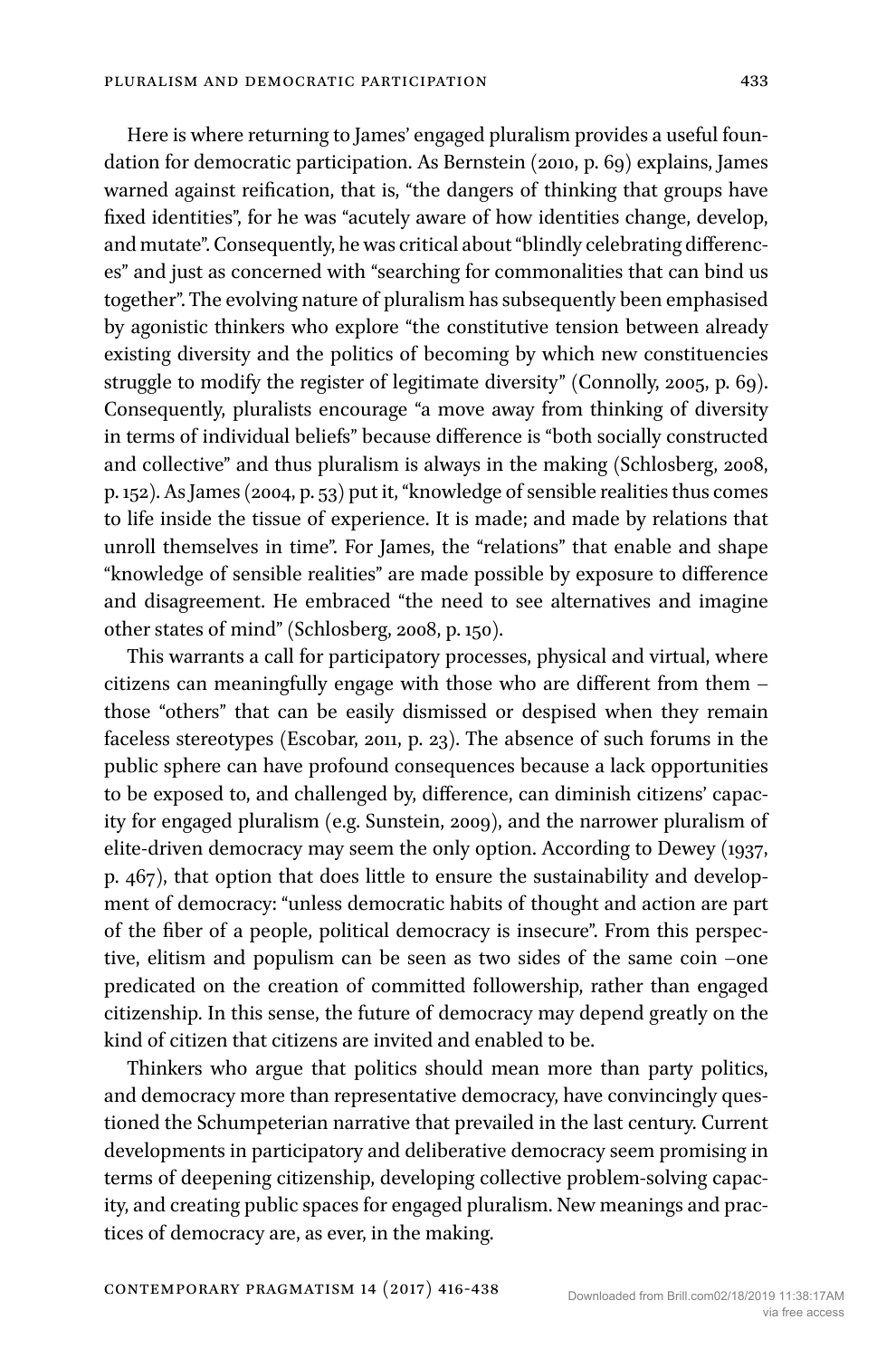Here is where returning to James' engaged pluralism provides a useful foundation for democratic participation. As Bernstein (2010, p. 69) explains, James warned against reification, that is, "the dangers of thinking that groups have fixed identities", for he was "acutely aware of how identities change, develop, and mutate". Consequently, he was critical about "blindly celebrating differences" and just as concerned with "searching for commonalities that can bind us together". The evolving nature of pluralism has subsequently been emphasised by agonistic thinkers who explore "the constitutive tension between already existing diversity and the politics of becoming by which new constituencies struggle to modify the register of legitimate diversity" (Connolly, 2005, p. 69). Consequently, pluralists encourage "a move away from thinking of diversity in terms of individual beliefs" because difference is "both socially constructed and collective" and thus pluralism is always in the making (Schlosberg, 2008, p. 152). As James (2004, p. 53) put it, "knowledge of sensible realities thus comes to life inside the tissue of experience. It is made; and made by relations that unroll themselves in time". For James, the "relations" that enable and shape "knowledge of sensible realities" are made possible by exposure to difference and disagreement. He embraced "the need to see alternatives and imagine other states of mind" (Schlosberg, 2008, p. 150).

This warrants a call for participatory processes, physical and virtual, where citizens can meaningfully engage with those who are different from them – those "others" that can be easily dismissed or despised when they remain faceless stereotypes (Escobar, 2011, p. 23). The absence of such forums in the public sphere can have profound consequences because a lack opportunities to be exposed to, and challenged by, difference, can diminish citizens' capacity for engaged pluralism (e.g. Sunstein, 2009), and the narrower pluralism of elite-driven democracy may seem the only option. According to Dewey (1937, p. 467), that option that does little to ensure the sustainability and development of democracy: "unless democratic habits of thought and action are part of the fiber of a people, political democracy is insecure". From this perspective, elitism and populism can be seen as two sides of the same coin –one predicated on the creation of committed followership, rather than engaged citizenship. In this sense, the future of democracy may depend greatly on the kind of citizen that citizens are invited and enabled to be.

Thinkers who argue that politics should mean more than party politics, and democracy more than representative democracy, have convincingly questioned the Schumpeterian narrative that prevailed in the last century. Current developments in participatory and deliberative democracy seem promising in terms of deepening citizenship, developing collective problem-solving capacity, and creating public spaces for engaged pluralism. New meanings and practices of democracy are, as ever, in the making.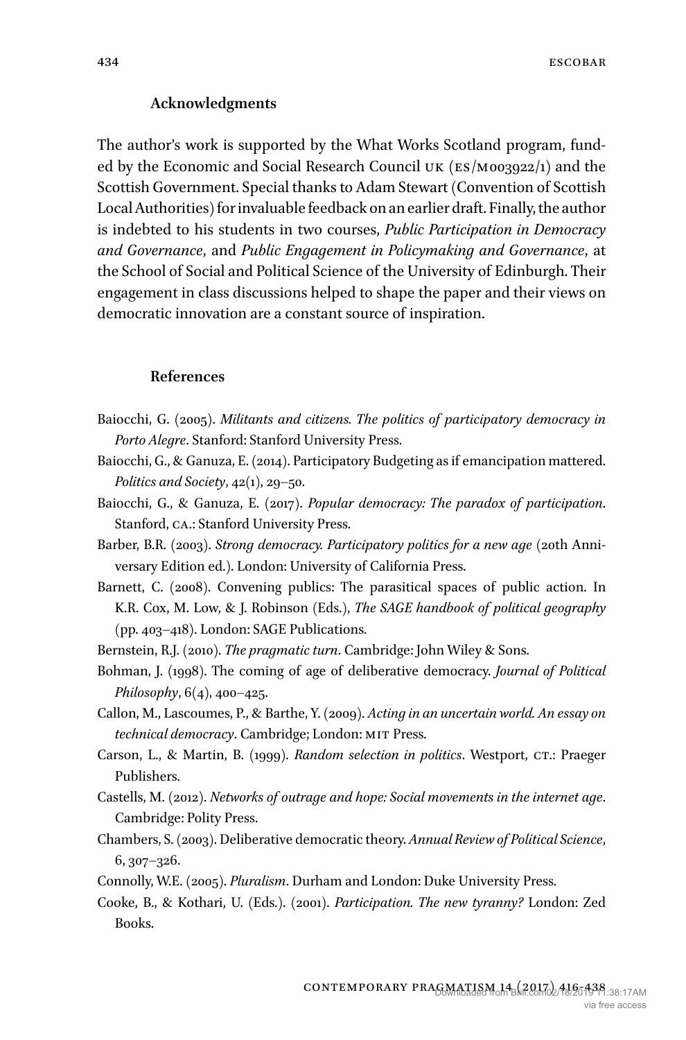## Acknowledgments

The author's work is supported by the What Works Scotland program, funded by the Economic and Social Research Council UK (ES/M003922/1) and the Scottish Government. Special thanks to Adam Stewart (Convention of Scottish Local Authorities) for invaluable feedback on an earlier draft. Finally, the author is indebted to his students in two courses, *Public Participation in Democracy and Governance*, and *Public Engagement in Policymaking and Governance*, at the School of Social and Political Science of the University of Edinburgh. Their engagement in class discussions helped to shape the paper and their views on democratic innovation are a constant source of inspiration.

## References

Baiocchi, G. (2005). *Militants and citizens. The politics of participatory democracy in Porto Alegre*. Stanford: Stanford University Press.

Baiocchi, G., & Ganuza, E. (2014). Participatory Budgeting as if emancipation mattered. *Politics and Society*, 42(1), 29–50.

Baiocchi, G., & Ganuza, E. (2017). *Popular democracy: The paradox of participation*. Stanford, CA.: Stanford University Press.

Barber, B.R. (2003). *Strong democracy. Participatory politics for a new age* (20th Anniversary Edition ed.). London: University of California Press.

Barnett, C. (2008). Convening publics: The parasitical spaces of public action. In K.R. Cox, M. Low, & J. Robinson (Eds.), *The SAGE handbook of political geography* (pp. 403–418). London: SAGE Publications.

Bernstein, R.J. (2010). *The pragmatic turn*. Cambridge: John Wiley & Sons.

Bohman, J. (1998). The coming of age of deliberative democracy. *Journal of Political Philosophy*, 6(4), 400–425.

Callon, M., Lascoumes, P., & Barthe, Y. (2009). *Acting in an uncertain world. An essay on technical democracy*. Cambridge; London: MIT Press.

Carson, L., & Martin, B. (1999). *Random selection in politics*. Westport, CT.: Praeger Publishers.

Castells, M. (2012). *Networks of outrage and hope: Social movements in the internet age*. Cambridge: Polity Press.

Chambers, S. (2003). Deliberative democratic theory. *Annual Review of Political Science*, 6, 307–326.

Connolly, W.E. (2005). *Pluralism*. Durham and London: Duke University Press.

Cooke, B., & Kothari, U. (Eds.). (2001). *Participation. The new tyranny?* London: Zed Books.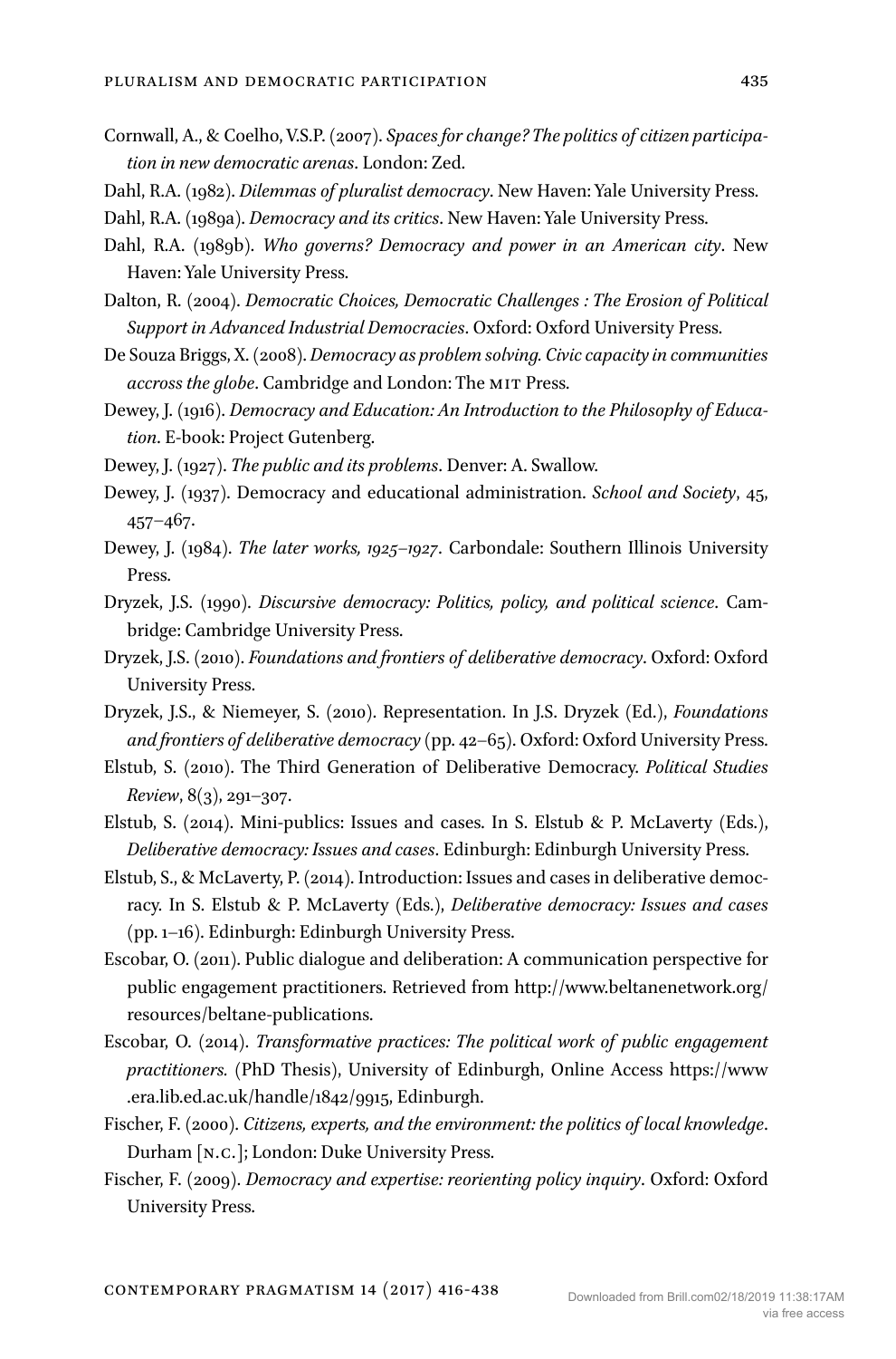Cornwall, A., & Coelho, V.S.P. (2007). *Spaces for change? The politics of citizen participation in new democratic arenas*. London: Zed.

Dahl, R.A. (1982). *Dilemmas of pluralist democracy*. New Haven: Yale University Press.

Dahl, R.A. (1989a). *Democracy and its critics*. New Haven: Yale University Press.

Dahl, R.A. (1989b). *Who governs? Democracy and power in an American city*. New Haven: Yale University Press.

Dalton, R. (2004). *Democratic Choices, Democratic Challenges : The Erosion of Political Support in Advanced Industrial Democracies*. Oxford: Oxford University Press.

De Souza Briggs, X. (2008). *Democracy as problem solving. Civic capacity in communities accross the globe*. Cambridge and London: The MIT Press.

Dewey, J. (1916). *Democracy and Education: An Introduction to the Philosophy of Education*. E-book: Project Gutenberg.

Dewey, J. (1927). *The public and its problems*. Denver: A. Swallow.

Dewey, J. (1937). Democracy and educational administration. *School and Society*, 45, 457–467.

Dewey, J. (1984). *The later works, 1925–1927*. Carbondale: Southern Illinois University Press.

Dryzek, J.S. (1990). *Discursive democracy: Politics, policy, and political science*. Cambridge: Cambridge University Press.

Dryzek, J.S. (2010). *Foundations and frontiers of deliberative democracy*. Oxford: Oxford University Press.

Dryzek, J.S., & Niemeyer, S. (2010). Representation. In J.S. Dryzek (Ed.), *Foundations and frontiers of deliberative democracy* (pp. 42–65). Oxford: Oxford University Press.

Elstub, S. (2010). The Third Generation of Deliberative Democracy. *Political Studies Review*, 8(3), 291–307.

Elstub, S. (2014). Mini-publics: Issues and cases. In S. Elstub & P. McLaverty (Eds.), *Deliberative democracy: Issues and cases*. Edinburgh: Edinburgh University Press.

Elstub, S., & McLaverty, P. (2014). Introduction: Issues and cases in deliberative democracy. In S. Elstub & P. McLaverty (Eds.), *Deliberative democracy: Issues and cases* (pp. 1–16). Edinburgh: Edinburgh University Press.

Escobar, O. (2011). Public dialogue and deliberation: A communication perspective for public engagement practitioners. Retrieved from http://www.beltanenetwork.org/resources/beltane-publications.

Escobar, O. (2014). *Transformative practices: The political work of public engagement practitioners*. (PhD Thesis), University of Edinburgh, Online Access https://www.era.lib.ed.ac.uk/handle/1842/9915, Edinburgh.

Fischer, F. (2000). *Citizens, experts, and the environment: the politics of local knowledge*. Durham [N.C.]; London: Duke University Press.

Fischer, F. (2009). *Democracy and expertise: reorienting policy inquiry*. Oxford: Oxford University Press.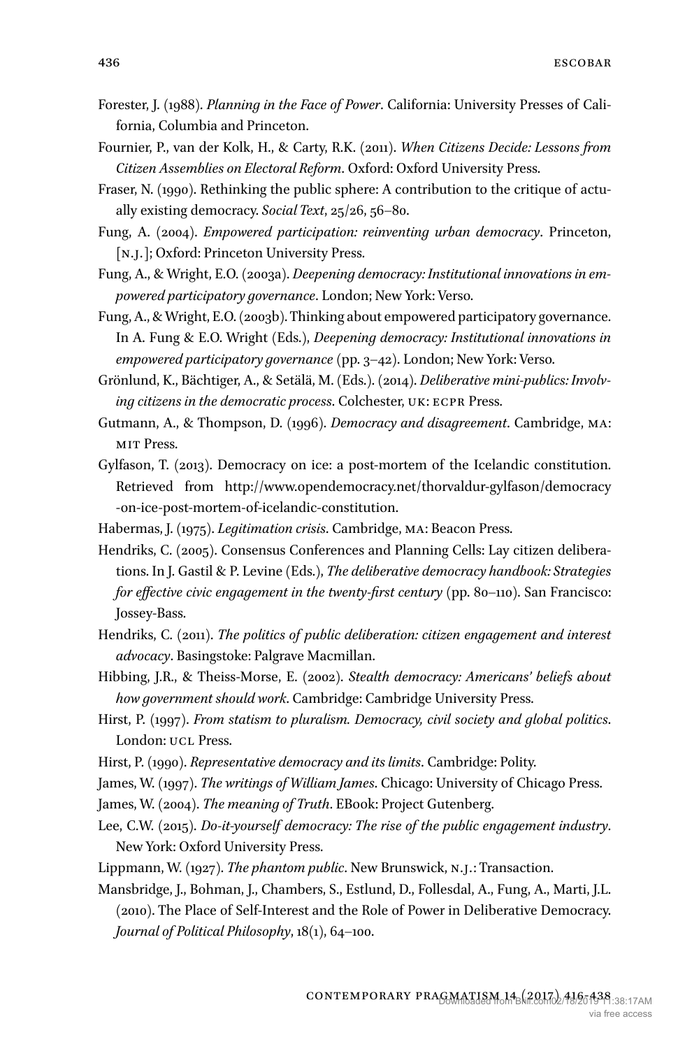Forester, J. (1988). *Planning in the Face of Power*. California: University Presses of California, Columbia and Princeton.

Fournier, P., van der Kolk, H., & Carty, R.K. (2011). *When Citizens Decide: Lessons from Citizen Assemblies on Electoral Reform*. Oxford: Oxford University Press.

Fraser, N. (1990). Rethinking the public sphere: A contribution to the critique of actually existing democracy. *Social Text*, 25/26, 56–80.

Fung, A. (2004). *Empowered participation: reinventing urban democracy*. Princeton, [N.J.]; Oxford: Princeton University Press.

Fung, A., & Wright, E.O. (2003a). *Deepening democracy: Institutional innovations in empowered participatory governance*. London; New York: Verso.

Fung, A., & Wright, E.O. (2003b). Thinking about empowered participatory governance. In A. Fung & E.O. Wright (Eds.), *Deepening democracy: Institutional innovations in empowered participatory governance* (pp. 3–42). London; New York: Verso.

Grönlund, K., Bächtiger, A., & Setälä, M. (Eds.). (2014). *Deliberative mini-publics: Involving citizens in the democratic process*. Colchester, UK: ECPR Press.

Gutmann, A., & Thompson, D. (1996). *Democracy and disagreement*. Cambridge, MA: MIT Press.

Gylfason, T. (2013). Democracy on ice: a post-mortem of the Icelandic constitution. Retrieved from http://www.opendemocracy.net/thorvaldur-gylfason/democracy-on-ice-post-mortem-of-icelandic-constitution.

Habermas, J. (1975). *Legitimation crisis*. Cambridge, MA: Beacon Press.

Hendriks, C. (2005). Consensus Conferences and Planning Cells: Lay citizen deliberations. In J. Gastil & P. Levine (Eds.), *The deliberative democracy handbook: Strategies for effective civic engagement in the twenty-first century* (pp. 80–110). San Francisco: Jossey-Bass.

Hendriks, C. (2011). *The politics of public deliberation: citizen engagement and interest advocacy*. Basingstoke: Palgrave Macmillan.

Hibbing, J.R., & Theiss-Morse, E. (2002). *Stealth democracy: Americans' beliefs about how government should work*. Cambridge: Cambridge University Press.

Hirst, P. (1997). *From statism to pluralism. Democracy, civil society and global politics*. London: UCL Press.

Hirst, P. (1990). *Representative democracy and its limits*. Cambridge: Polity.

James, W. (1997). *The writings of William James*. Chicago: University of Chicago Press.

James, W. (2004). *The meaning of Truth*. EBook: Project Gutenberg.

Lee, C.W. (2015). *Do-it-yourself democracy: The rise of the public engagement industry*. New York: Oxford University Press.

Lippmann, W. (1927). *The phantom public*. New Brunswick, N.J.: Transaction.

Mansbridge, J., Bohman, J., Chambers, S., Estlund, D., Follesdal, A., Fung, A., Marti, J.L. (2010). The Place of Self-Interest and the Role of Power in Deliberative Democracy. *Journal of Political Philosophy*, 18(1), 64–100.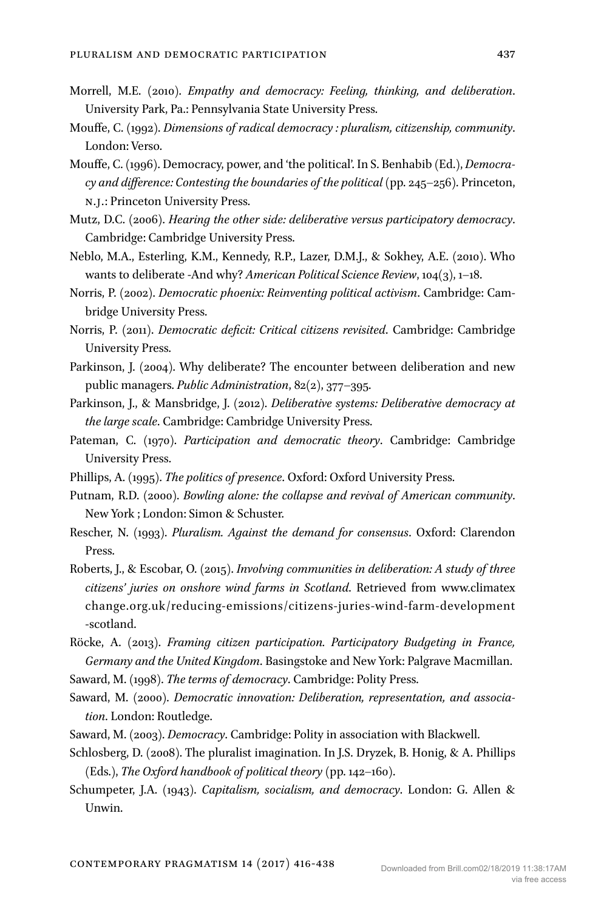Morrell, M.E. (2010). *Empathy and democracy: Feeling, thinking, and deliberation*. University Park, Pa.: Pennsylvania State University Press.

Mouffe, C. (1992). *Dimensions of radical democracy : pluralism, citizenship, community*. London: Verso.

Mouffe, C. (1996). Democracy, power, and 'the political'. In S. Benhabib (Ed.), *Democracy and difference: Contesting the boundaries of the political* (pp. 245–256). Princeton, N.J.: Princeton University Press.

Mutz, D.C. (2006). *Hearing the other side: deliberative versus participatory democracy*. Cambridge: Cambridge University Press.

Neblo, M.A., Esterling, K.M., Kennedy, R.P., Lazer, D.M.J., & Sokhey, A.E. (2010). Who wants to deliberate -And why? *American Political Science Review*, 104(3), 1–18.

Norris, P. (2002). *Democratic phoenix: Reinventing political activism*. Cambridge: Cambridge University Press.

Norris, P. (2011). *Democratic deficit: Critical citizens revisited*. Cambridge: Cambridge University Press.

Parkinson, J. (2004). Why deliberate? The encounter between deliberation and new public managers. *Public Administration*, 82(2), 377–395.

Parkinson, J., & Mansbridge, J. (2012). *Deliberative systems: Deliberative democracy at the large scale*. Cambridge: Cambridge University Press.

Pateman, C. (1970). *Participation and democratic theory*. Cambridge: Cambridge University Press.

Phillips, A. (1995). *The politics of presence*. Oxford: Oxford University Press.

Putnam, R.D. (2000). *Bowling alone: the collapse and revival of American community*. New York ; London: Simon & Schuster.

Rescher, N. (1993). *Pluralism. Against the demand for consensus*. Oxford: Clarendon Press.

Roberts, J., & Escobar, O. (2015). *Involving communities in deliberation: A study of three citizens' juries on onshore wind farms in Scotland*. Retrieved from www.climatexchange.org.uk/reducing-emissions/citizens-juries-wind-farm-development-scotland.

Röcke, A. (2013). *Framing citizen participation. Participatory Budgeting in France, Germany and the United Kingdom*. Basingstoke and New York: Palgrave Macmillan.

Saward, M. (1998). *The terms of democracy*. Cambridge: Polity Press.

Saward, M. (2000). *Democratic innovation: Deliberation, representation, and association*. London: Routledge.

Saward, M. (2003). *Democracy*. Cambridge: Polity in association with Blackwell.

Schlosberg, D. (2008). The pluralist imagination. In J.S. Dryzek, B. Honig, & A. Phillips (Eds.), *The Oxford handbook of political theory* (pp. 142–160).

Schumpeter, J.A. (1943). *Capitalism, socialism, and democracy*. London: G. Allen & Unwin.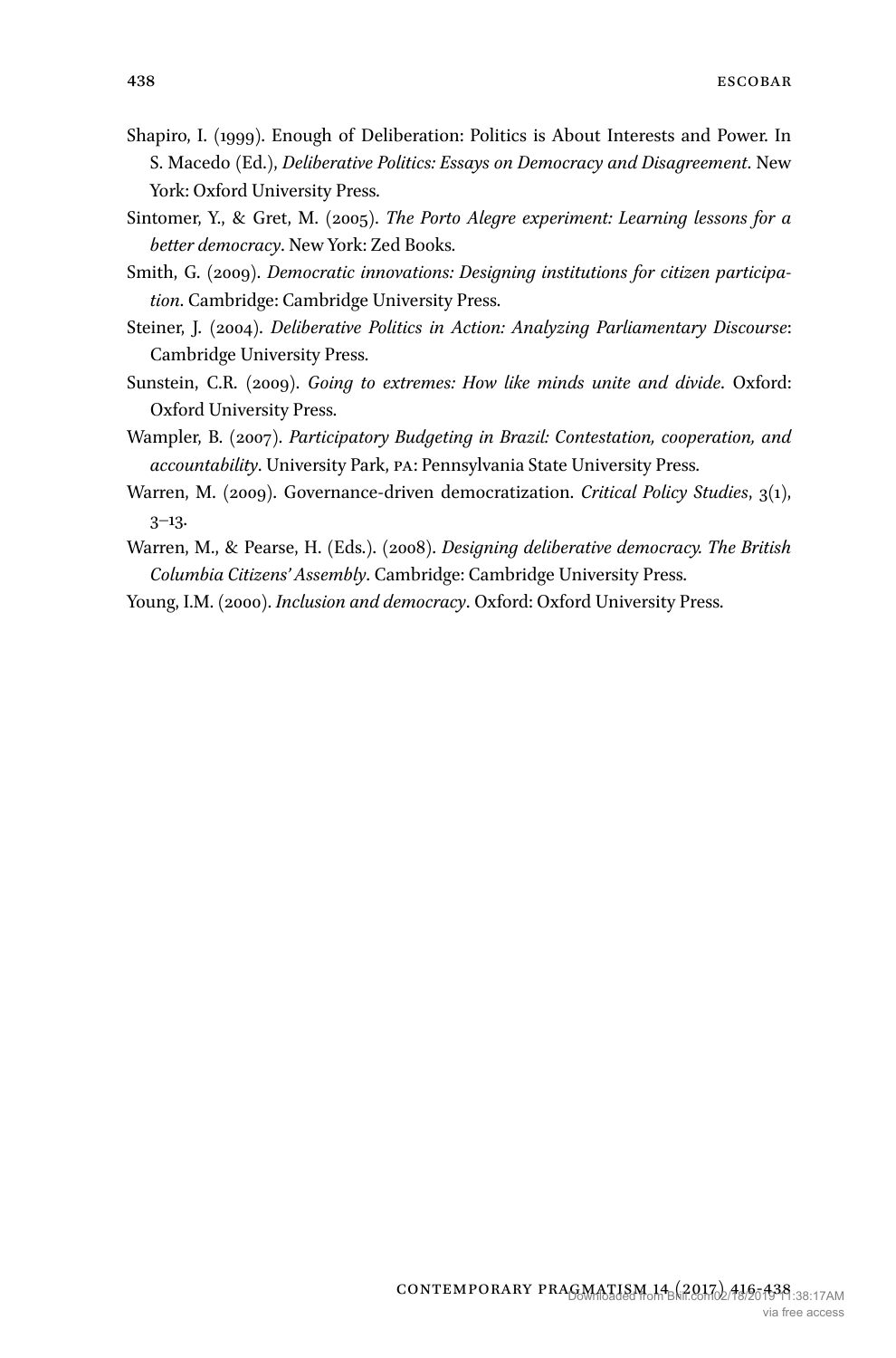Shapiro, I. (1999). Enough of Deliberation: Politics is About Interests and Power. In S. Macedo (Ed.), *Deliberative Politics: Essays on Democracy and Disagreement*. New York: Oxford University Press.

Sintomer, Y., & Gret, M. (2005). *The Porto Alegre experiment: Learning lessons for a better democracy*. New York: Zed Books.

Smith, G. (2009). *Democratic innovations: Designing institutions for citizen participation*. Cambridge: Cambridge University Press.

Steiner, J. (2004). *Deliberative Politics in Action: Analyzing Parliamentary Discourse*: Cambridge University Press.

Sunstein, C.R. (2009). *Going to extremes: How like minds unite and divide*. Oxford: Oxford University Press.

Wampler, B. (2007). *Participatory Budgeting in Brazil: Contestation, cooperation, and accountability*. University Park, PA: Pennsylvania State University Press.

Warren, M. (2009). Governance-driven democratization. *Critical Policy Studies*, 3(1), 3–13.

Warren, M., & Pearse, H. (Eds.). (2008). *Designing deliberative democracy. The British Columbia Citizens' Assembly*. Cambridge: Cambridge University Press.

Young, I.M. (2000). *Inclusion and democracy*. Oxford: Oxford University Press.